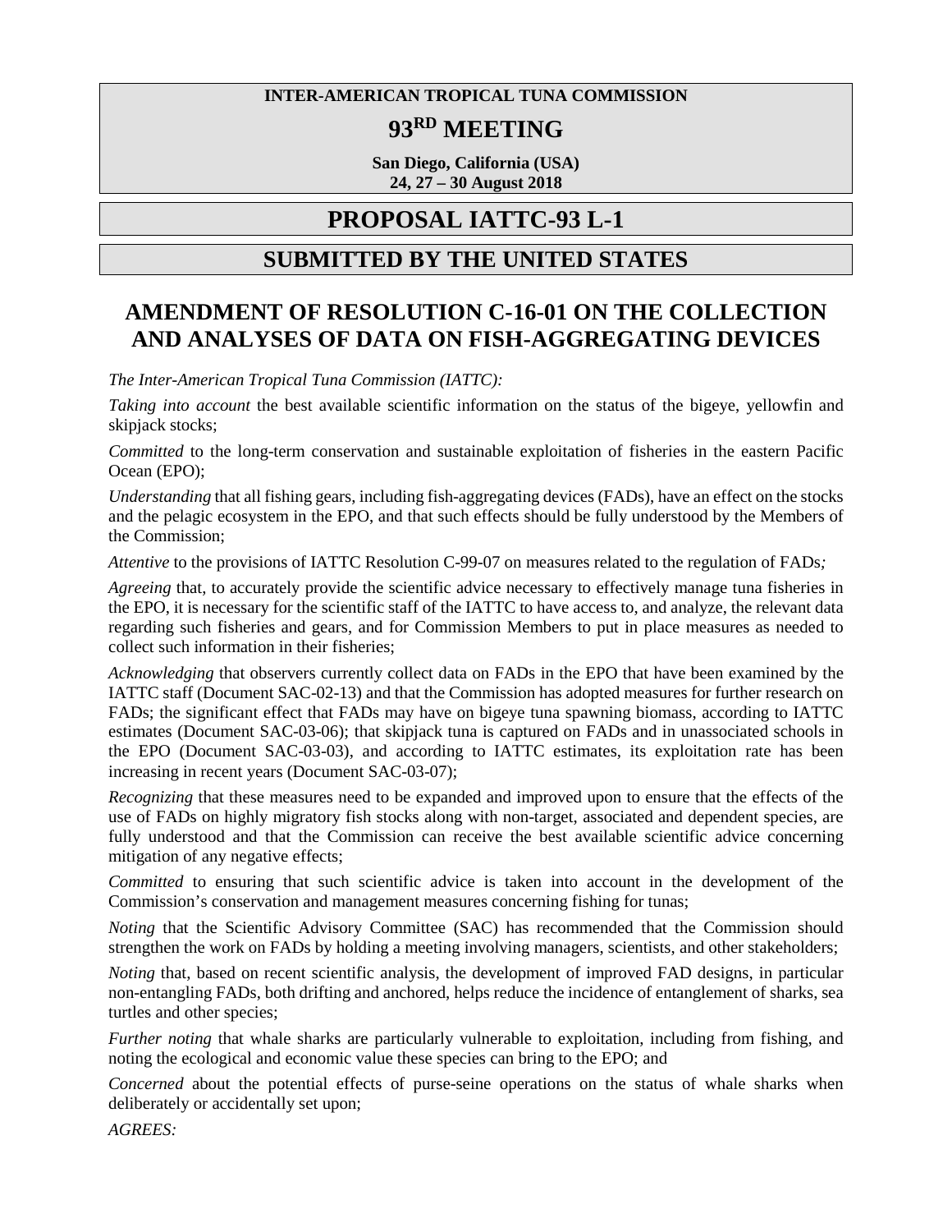**INTER-AMERICAN TROPICAL TUNA COMMISSION**

# 93RD MEETING

**San Diego, California (USA)**
**24, 27 – 30 August 2018**

# PROPOSAL IATTC-93 L-1

## SUBMITTED BY THE UNITED STATES

## AMENDMENT OF RESOLUTION C-16-01 ON THE COLLECTION AND ANALYSES OF DATA ON FISH-AGGREGATING DEVICES

*The Inter-American Tropical Tuna Commission (IATTC):*

*Taking into account* the best available scientific information on the status of the bigeye, yellowfin and skipjack stocks;

*Committed* to the long-term conservation and sustainable exploitation of fisheries in the eastern Pacific Ocean (EPO);

*Understanding* that all fishing gears, including fish-aggregating devices (FADs), have an effect on the stocks and the pelagic ecosystem in the EPO, and that such effects should be fully understood by the Members of the Commission;

*Attentive* to the provisions of IATTC Resolution C-99-07 on measures related to the regulation of FADs*;*

*Agreeing* that, to accurately provide the scientific advice necessary to effectively manage tuna fisheries in the EPO, it is necessary for the scientific staff of the IATTC to have access to, and analyze, the relevant data regarding such fisheries and gears, and for Commission Members to put in place measures as needed to collect such information in their fisheries;

*Acknowledging* that observers currently collect data on FADs in the EPO that have been examined by the IATTC staff (Document SAC-02-13) and that the Commission has adopted measures for further research on FADs; the significant effect that FADs may have on bigeye tuna spawning biomass, according to IATTC estimates (Document SAC-03-06); that skipjack tuna is captured on FADs and in unassociated schools in the EPO (Document SAC-03-03), and according to IATTC estimates, its exploitation rate has been increasing in recent years (Document SAC-03-07);

*Recognizing* that these measures need to be expanded and improved upon to ensure that the effects of the use of FADs on highly migratory fish stocks along with non-target, associated and dependent species, are fully understood and that the Commission can receive the best available scientific advice concerning mitigation of any negative effects;

*Committed* to ensuring that such scientific advice is taken into account in the development of the Commission's conservation and management measures concerning fishing for tunas;

*Noting* that the Scientific Advisory Committee (SAC) has recommended that the Commission should strengthen the work on FADs by holding a meeting involving managers, scientists, and other stakeholders;

*Noting* that, based on recent scientific analysis, the development of improved FAD designs, in particular non-entangling FADs, both drifting and anchored, helps reduce the incidence of entanglement of sharks, sea turtles and other species;

*Further noting* that whale sharks are particularly vulnerable to exploitation, including from fishing, and noting the ecological and economic value these species can bring to the EPO; and

*Concerned* about the potential effects of purse-seine operations on the status of whale sharks when deliberately or accidentally set upon;

*AGREES:*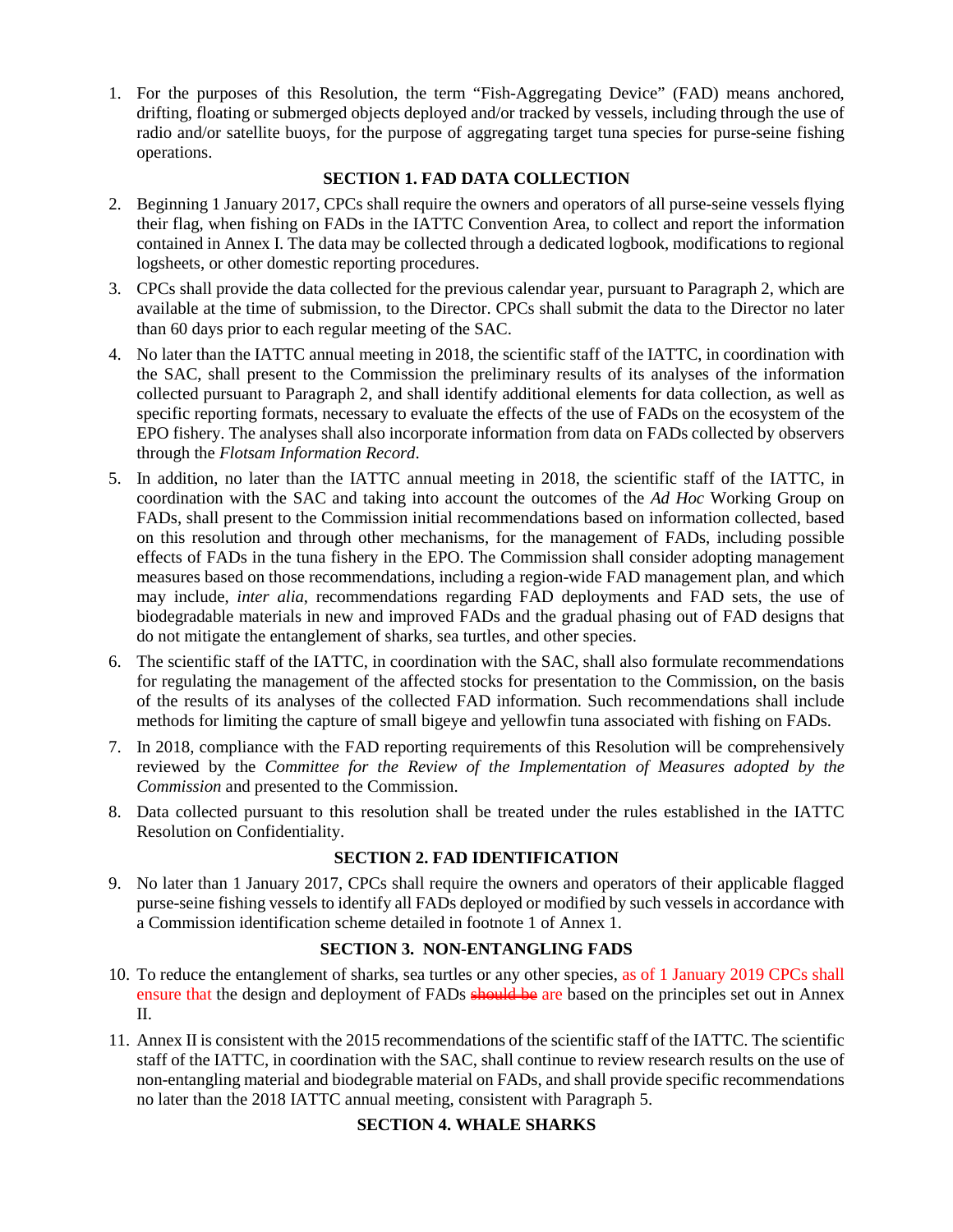1. For the purposes of this Resolution, the term "Fish-Aggregating Device" (FAD) means anchored, drifting, floating or submerged objects deployed and/or tracked by vessels, including through the use of radio and/or satellite buoys, for the purpose of aggregating target tuna species for purse-seine fishing operations.

## SECTION 1. FAD DATA COLLECTION

2. Beginning 1 January 2017, CPCs shall require the owners and operators of all purse-seine vessels flying their flag, when fishing on FADs in the IATTC Convention Area, to collect and report the information contained in Annex I. The data may be collected through a dedicated logbook, modifications to regional logsheets, or other domestic reporting procedures.
3. CPCs shall provide the data collected for the previous calendar year, pursuant to Paragraph 2, which are available at the time of submission, to the Director. CPCs shall submit the data to the Director no later than 60 days prior to each regular meeting of the SAC.
4. No later than the IATTC annual meeting in 2018, the scientific staff of the IATTC, in coordination with the SAC, shall present to the Commission the preliminary results of its analyses of the information collected pursuant to Paragraph 2, and shall identify additional elements for data collection, as well as specific reporting formats, necessary to evaluate the effects of the use of FADs on the ecosystem of the EPO fishery. The analyses shall also incorporate information from data on FADs collected by observers through the *Flotsam Information Record*.
5. In addition, no later than the IATTC annual meeting in 2018, the scientific staff of the IATTC, in coordination with the SAC and taking into account the outcomes of the *Ad Hoc* Working Group on FADs, shall present to the Commission initial recommendations based on information collected, based on this resolution and through other mechanisms, for the management of FADs, including possible effects of FADs in the tuna fishery in the EPO. The Commission shall consider adopting management measures based on those recommendations, including a region-wide FAD management plan, and which may include, *inter alia*, recommendations regarding FAD deployments and FAD sets, the use of biodegradable materials in new and improved FADs and the gradual phasing out of FAD designs that do not mitigate the entanglement of sharks, sea turtles, and other species.
6. The scientific staff of the IATTC, in coordination with the SAC, shall also formulate recommendations for regulating the management of the affected stocks for presentation to the Commission, on the basis of the results of its analyses of the collected FAD information. Such recommendations shall include methods for limiting the capture of small bigeye and yellowfin tuna associated with fishing on FADs.
7. In 2018, compliance with the FAD reporting requirements of this Resolution will be comprehensively reviewed by the *Committee for the Review of the Implementation of Measures adopted by the Commission* and presented to the Commission.
8. Data collected pursuant to this resolution shall be treated under the rules established in the IATTC Resolution on Confidentiality.

## SECTION 2. FAD IDENTIFICATION

9. No later than 1 January 2017, CPCs shall require the owners and operators of their applicable flagged purse-seine fishing vessels to identify all FADs deployed or modified by such vessels in accordance with a Commission identification scheme detailed in footnote 1 of Annex 1.

## SECTION 3. NON-ENTANGLING FADS

10. To reduce the entanglement of sharks, sea turtles or any other species, as of 1 January 2019 CPCs shall ensure that the design and deployment of FADs ~~should be~~ are based on the principles set out in Annex II.
11. Annex II is consistent with the 2015 recommendations of the scientific staff of the IATTC. The scientific staff of the IATTC, in coordination with the SAC, shall continue to review research results on the use of non-entangling material and biodegrable material on FADs, and shall provide specific recommendations no later than the 2018 IATTC annual meeting, consistent with Paragraph 5.

## SECTION 4. WHALE SHARKS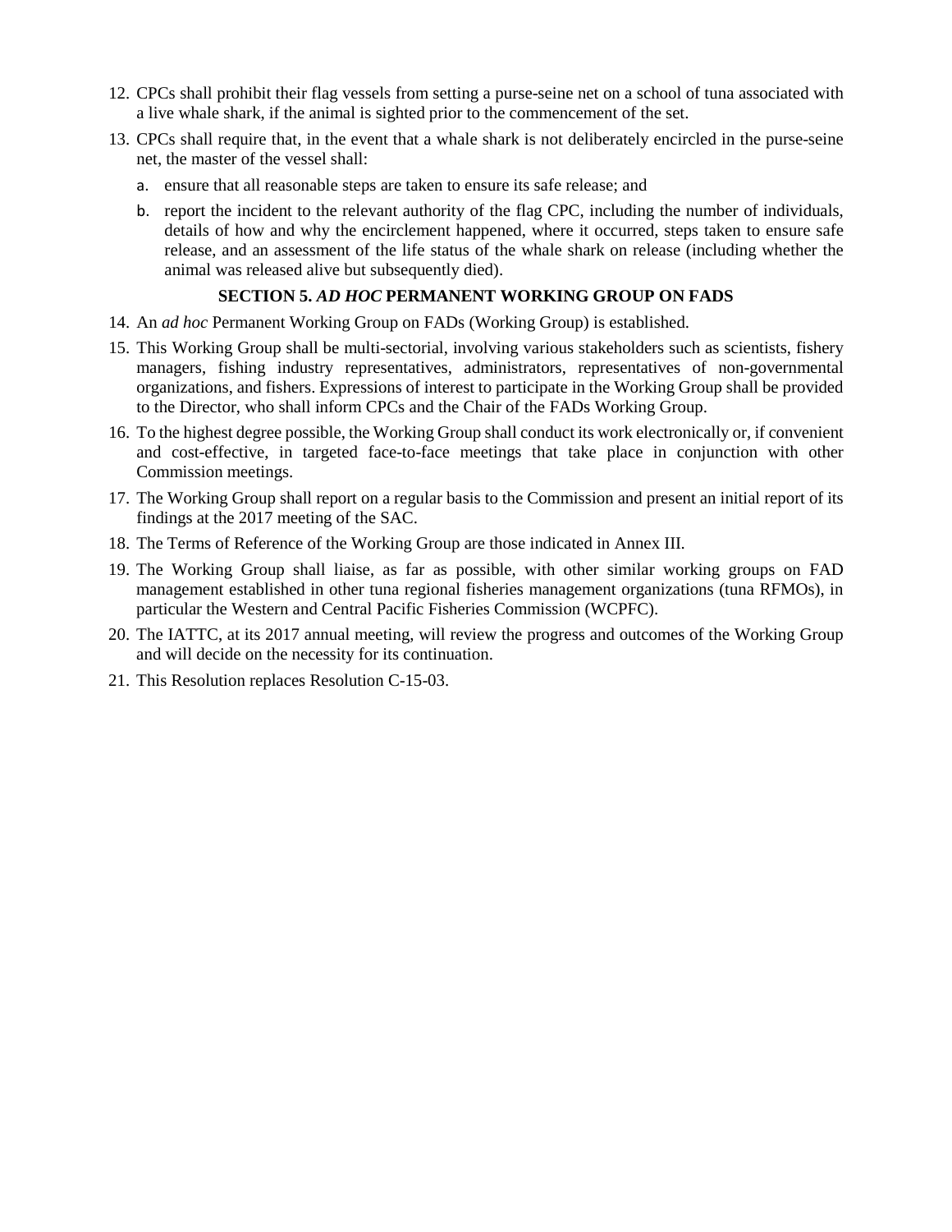12. CPCs shall prohibit their flag vessels from setting a purse-seine net on a school of tuna associated with a live whale shark, if the animal is sighted prior to the commencement of the set.
13. CPCs shall require that, in the event that a whale shark is not deliberately encircled in the purse-seine net, the master of the vessel shall:
    a. ensure that all reasonable steps are taken to ensure its safe release; and
    b. report the incident to the relevant authority of the flag CPC, including the number of individuals, details of how and why the encirclement happened, where it occurred, steps taken to ensure safe release, and an assessment of the life status of the whale shark on release (including whether the animal was released alive but subsequently died).

### SECTION 5. *AD HOC* PERMANENT WORKING GROUP ON FADS

14. An *ad hoc* Permanent Working Group on FADs (Working Group) is established.
15. This Working Group shall be multi-sectorial, involving various stakeholders such as scientists, fishery managers, fishing industry representatives, administrators, representatives of non-governmental organizations, and fishers. Expressions of interest to participate in the Working Group shall be provided to the Director, who shall inform CPCs and the Chair of the FADs Working Group.
16. To the highest degree possible, the Working Group shall conduct its work electronically or, if convenient and cost-effective, in targeted face-to-face meetings that take place in conjunction with other Commission meetings.
17. The Working Group shall report on a regular basis to the Commission and present an initial report of its findings at the 2017 meeting of the SAC.
18. The Terms of Reference of the Working Group are those indicated in Annex III.
19. The Working Group shall liaise, as far as possible, with other similar working groups on FAD management established in other tuna regional fisheries management organizations (tuna RFMOs), in particular the Western and Central Pacific Fisheries Commission (WCPFC).
20. The IATTC, at its 2017 annual meeting, will review the progress and outcomes of the Working Group and will decide on the necessity for its continuation.
21. This Resolution replaces Resolution C-15-03.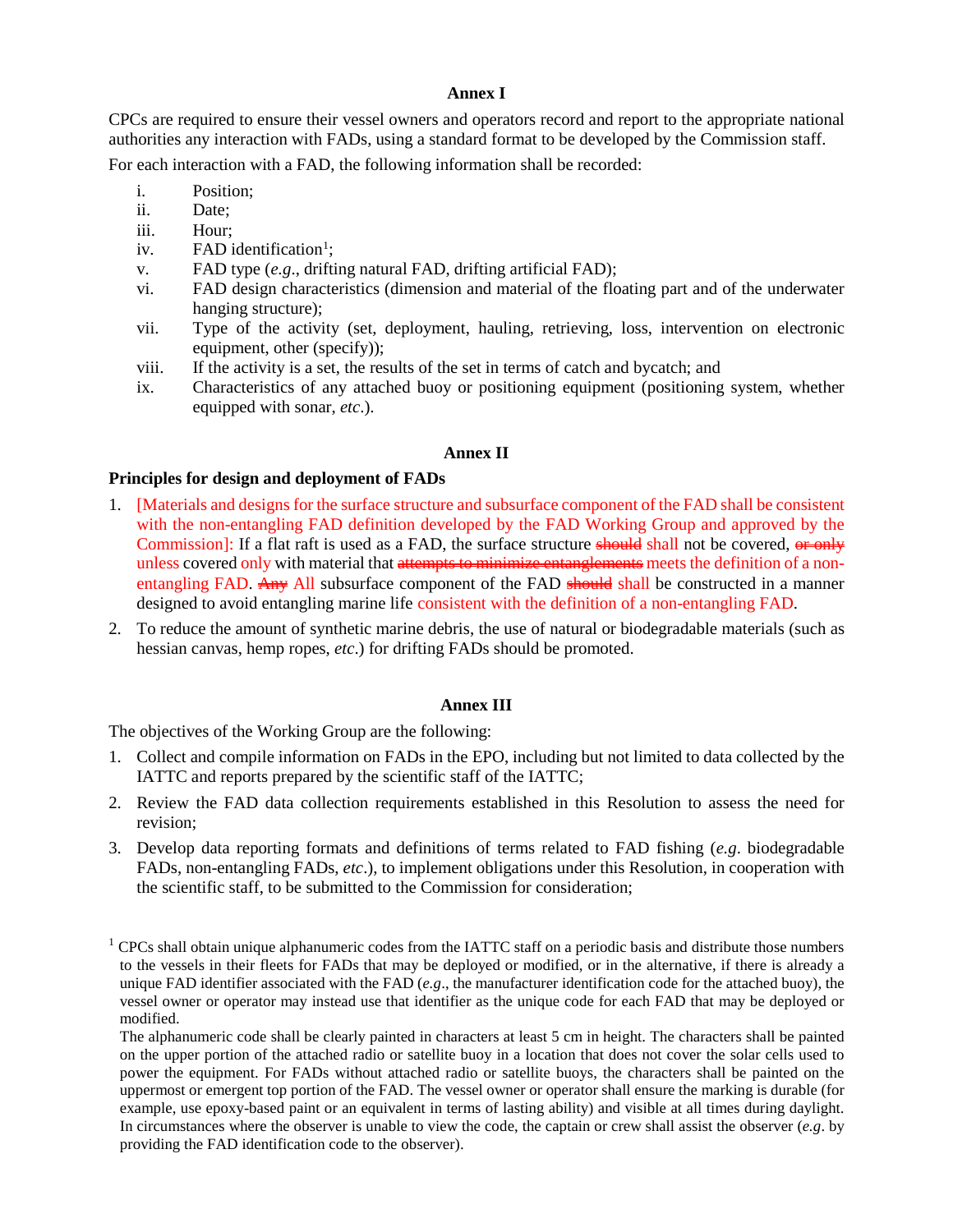**Annex I**

CPCs are required to ensure their vessel owners and operators record and report to the appropriate national authorities any interaction with FADs, using a standard format to be developed by the Commission staff.

For each interaction with a FAD, the following information shall be recorded:

i. Position;
ii. Date;
iii. Hour;
iv. FAD identification[1];
v. FAD type (*e.g*., drifting natural FAD, drifting artificial FAD);
vi. FAD design characteristics (dimension and material of the floating part and of the underwater hanging structure);
vii. Type of the activity (set, deployment, hauling, retrieving, loss, intervention on electronic equipment, other (specify));
viii. If the activity is a set, the results of the set in terms of catch and bycatch; and
ix. Characteristics of any attached buoy or positioning equipment (positioning system, whether equipped with sonar, *etc*.).

**Annex II**

**Principles for design and deployment of FADs**

1. [Materials and designs for the surface structure and subsurface component of the FAD shall be consistent with the non-entangling FAD definition developed by the FAD Working Group and approved by the Commission]: If a flat raft is used as a FAD, the surface structure ~~should~~ shall not be covered, ~~or only~~ unless covered only with material that ~~attempts to minimize entanglements~~ meets the definition of a non-entangling FAD. ~~Any~~ All subsurface component of the FAD ~~should~~ shall be constructed in a manner designed to avoid entangling marine life consistent with the definition of a non-entangling FAD.
2. To reduce the amount of synthetic marine debris, the use of natural or biodegradable materials (such as hessian canvas, hemp ropes, *etc*.) for drifting FADs should be promoted.

**Annex III**

The objectives of the Working Group are the following:

1. Collect and compile information on FADs in the EPO, including but not limited to data collected by the IATTC and reports prepared by the scientific staff of the IATTC;
2. Review the FAD data collection requirements established in this Resolution to assess the need for revision;
3. Develop data reporting formats and definitions of terms related to FAD fishing (*e.g*. biodegradable FADs, non-entangling FADs, *etc*.), to implement obligations under this Resolution, in cooperation with the scientific staff, to be submitted to the Commission for consideration;

[1] CPCs shall obtain unique alphanumeric codes from the IATTC staff on a periodic basis and distribute those numbers to the vessels in their fleets for FADs that may be deployed or modified, or in the alternative, if there is already a unique FAD identifier associated with the FAD (*e.g*., the manufacturer identification code for the attached buoy), the vessel owner or operator may instead use that identifier as the unique code for each FAD that may be deployed or modified.

The alphanumeric code shall be clearly painted in characters at least 5 cm in height. The characters shall be painted on the upper portion of the attached radio or satellite buoy in a location that does not cover the solar cells used to power the equipment. For FADs without attached radio or satellite buoys, the characters shall be painted on the uppermost or emergent top portion of the FAD. The vessel owner or operator shall ensure the marking is durable (for example, use epoxy-based paint or an equivalent in terms of lasting ability) and visible at all times during daylight. In circumstances where the observer is unable to view the code, the captain or crew shall assist the observer (*e.g*. by providing the FAD identification code to the observer).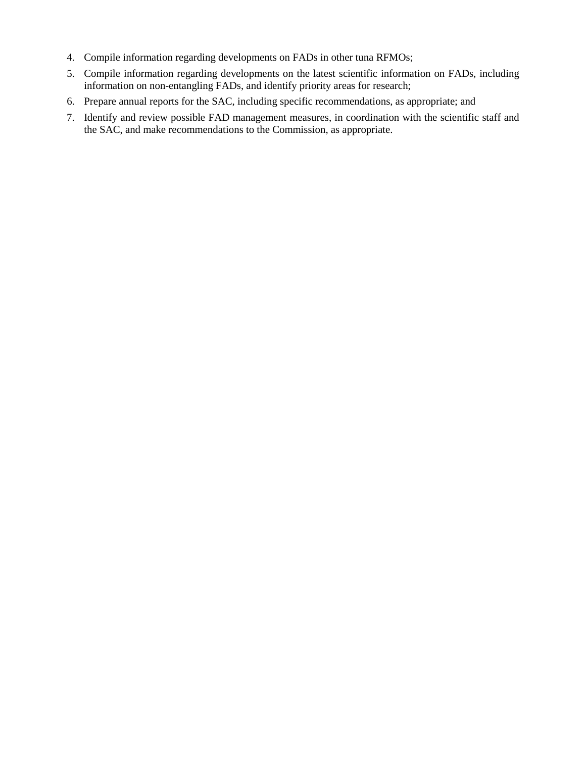4. Compile information regarding developments on FADs in other tuna RFMOs;
5. Compile information regarding developments on the latest scientific information on FADs, including information on non-entangling FADs, and identify priority areas for research;
6. Prepare annual reports for the SAC, including specific recommendations, as appropriate; and
7. Identify and review possible FAD management measures, in coordination with the scientific staff and the SAC, and make recommendations to the Commission, as appropriate.